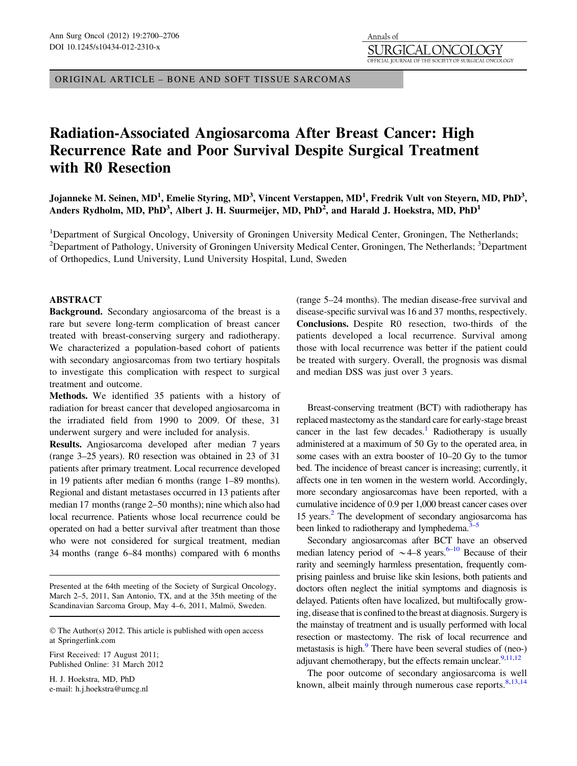ORIGINAL ARTICLE – BONE AND SOFT TISSUE SARCOMAS

# Radiation-Associated Angiosarcoma After Breast Cancer: High Recurrence Rate and Poor Survival Despite Surgical Treatment with R0 Resection

**Jojanneke M. Seinen, MD[1], Emelie Styring, MD[3], Vincent Verstappen, MD[1], Fredrik Vult von Steyern, MD, PhD[3], Anders Rydholm, MD, PhD[3], Albert J. H. Suurmeijer, MD, PhD[2], and Harald J. Hoekstra, MD, PhD[1]**

[1]Department of Surgical Oncology, University of Groningen University Medical Center, Groningen, The Netherlands; [2]Department of Pathology, University of Groningen University Medical Center, Groningen, The Netherlands; [3]Department of Orthopedics, Lund University, Lund University Hospital, Lund, Sweden

## ABSTRACT

**Background.** Secondary angiosarcoma of the breast is a rare but severe long-term complication of breast cancer treated with breast-conserving surgery and radiotherapy. We characterized a population-based cohort of patients with secondary angiosarcomas from two tertiary hospitals to investigate this complication with respect to surgical treatment and outcome.

**Methods.** We identified 35 patients with a history of radiation for breast cancer that developed angiosarcoma in the irradiated field from 1990 to 2009. Of these, 31 underwent surgery and were included for analysis.

**Results.** Angiosarcoma developed after median 7 years (range 3–25 years). R0 resection was obtained in 23 of 31 patients after primary treatment. Local recurrence developed in 19 patients after median 6 months (range 1–89 months). Regional and distant metastases occurred in 13 patients after median 17 months (range 2–50 months); nine which also had local recurrence. Patients whose local recurrence could be operated on had a better survival after treatment than those who were not considered for surgical treatment, median 34 months (range 6–84 months) compared with 6 months (range 5–24 months). The median disease-free survival and disease-specific survival was 16 and 37 months, respectively.

**Conclusions.** Despite R0 resection, two-thirds of the patients developed a local recurrence. Survival among those with local recurrence was better if the patient could be treated with surgery. Overall, the prognosis was dismal and median DSS was just over 3 years.

Presented at the 64th meeting of the Society of Surgical Oncology, March 2–5, 2011, San Antonio, TX, and at the 35th meeting of the Scandinavian Sarcoma Group, May 4–6, 2011, Malmö, Sweden.

© The Author(s) 2012. This article is published with open access at Springerlink.com

First Received: 17 August 2011;
Published Online: 31 March 2012

H. J. Hoekstra, MD, PhD
e-mail: h.j.hoekstra@umcg.nl

Breast-conserving treatment (BCT) with radiotherapy has replaced mastectomy as the standard care for early-stage breast cancer in the last few decades.[1] Radiotherapy is usually administered at a maximum of 50 Gy to the operated area, in some cases with an extra booster of 10–20 Gy to the tumor bed. The incidence of breast cancer is increasing; currently, it affects one in ten women in the western world. Accordingly, more secondary angiosarcomas have been reported, with a cumulative incidence of 0.9 per 1,000 breast cancer cases over 15 years.[2] The development of secondary angiosarcoma has been linked to radiotherapy and lymphedema.[3–5]

Secondary angiosarcomas after BCT have an observed median latency period of ~4–8 years.[6–10] Because of their rarity and seemingly harmless presentation, frequently comprising painless and bruise like skin lesions, both patients and doctors often neglect the initial symptoms and diagnosis is delayed. Patients often have localized, but multifocally growing, disease that is confined to the breast at diagnosis. Surgery is the mainstay of treatment and is usually performed with local resection or mastectomy. The risk of local recurrence and metastasis is high.[9] There have been several studies of (neo-) adjuvant chemotherapy, but the effects remain unclear.[9,11,12]

The poor outcome of secondary angiosarcoma is well known, albeit mainly through numerous case reports.[8,13,14]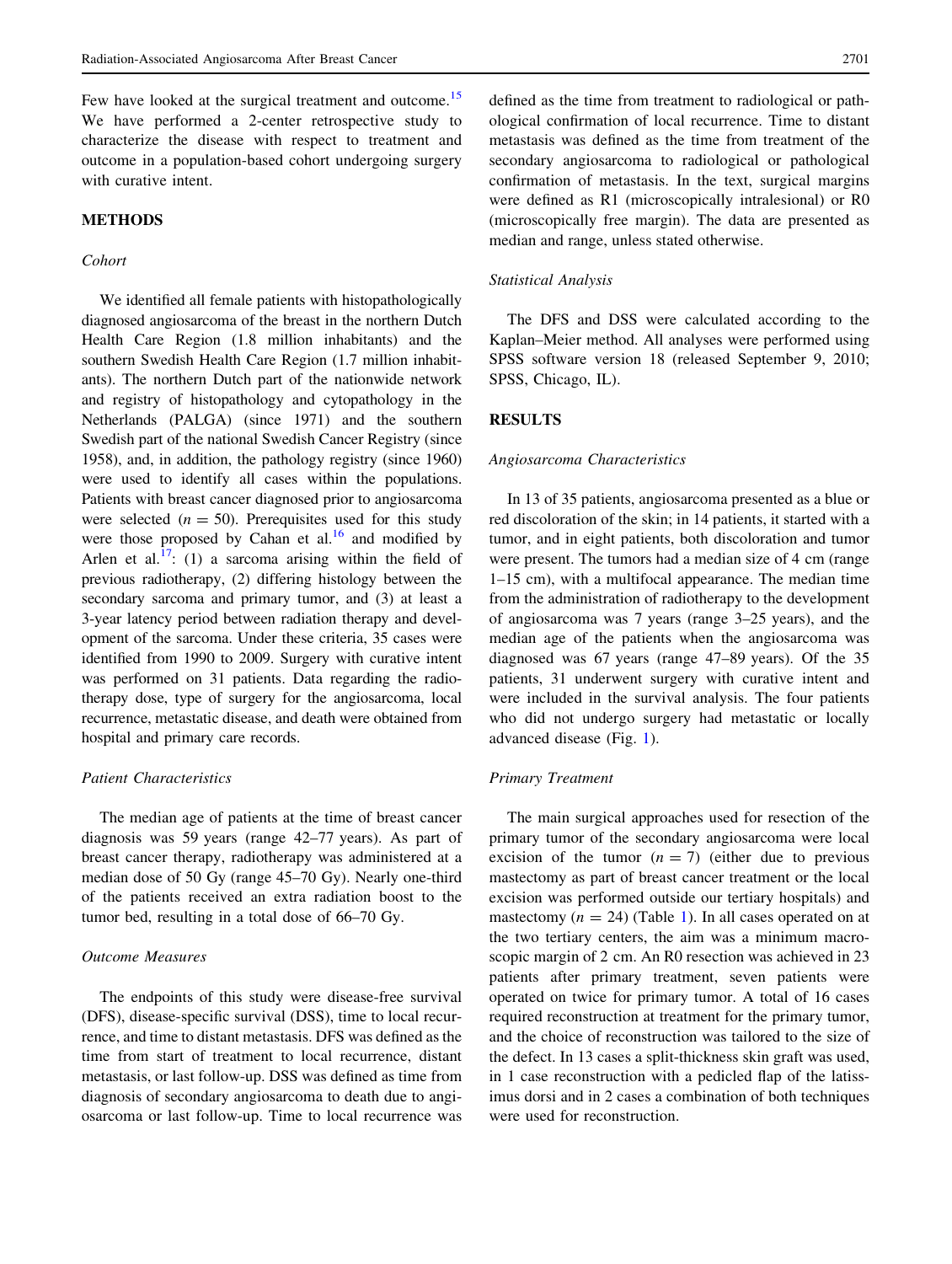Few have looked at the surgical treatment and outcome.[15] We have performed a 2-center retrospective study to characterize the disease with respect to treatment and outcome in a population-based cohort undergoing surgery with curative intent.

## METHODS

### *Cohort*

We identified all female patients with histopathologically diagnosed angiosarcoma of the breast in the northern Dutch Health Care Region (1.8 million inhabitants) and the southern Swedish Health Care Region (1.7 million inhabitants). The northern Dutch part of the nationwide network and registry of histopathology and cytopathology in the Netherlands (PALGA) (since 1971) and the southern Swedish part of the national Swedish Cancer Registry (since 1958), and, in addition, the pathology registry (since 1960) were used to identify all cases within the populations. Patients with breast cancer diagnosed prior to angiosarcoma were selected ($n = 50$). Prerequisites used for this study were those proposed by Cahan et al.[16] and modified by Arlen et al.[17]: (1) a sarcoma arising within the field of previous radiotherapy, (2) differing histology between the secondary sarcoma and primary tumor, and (3) at least a 3-year latency period between radiation therapy and development of the sarcoma. Under these criteria, 35 cases were identified from 1990 to 2009. Surgery with curative intent was performed on 31 patients. Data regarding the radiotherapy dose, type of surgery for the angiosarcoma, local recurrence, metastatic disease, and death were obtained from hospital and primary care records.

### *Patient Characteristics*

The median age of patients at the time of breast cancer diagnosis was 59 years (range 42–77 years). As part of breast cancer therapy, radiotherapy was administered at a median dose of 50 Gy (range 45–70 Gy). Nearly one-third of the patients received an extra radiation boost to the tumor bed, resulting in a total dose of 66–70 Gy.

### *Outcome Measures*

The endpoints of this study were disease-free survival (DFS), disease-specific survival (DSS), time to local recurrence, and time to distant metastasis. DFS was defined as the time from start of treatment to local recurrence, distant metastasis, or last follow-up. DSS was defined as time from diagnosis of secondary angiosarcoma to death due to angiosarcoma or last follow-up. Time to local recurrence was defined as the time from treatment to radiological or pathological confirmation of local recurrence. Time to distant metastasis was defined as the time from treatment of the secondary angiosarcoma to radiological or pathological confirmation of metastasis. In the text, surgical margins were defined as R1 (microscopically intralesional) or R0 (microscopically free margin). The data are presented as median and range, unless stated otherwise.

### *Statistical Analysis*

The DFS and DSS were calculated according to the Kaplan–Meier method. All analyses were performed using SPSS software version 18 (released September 9, 2010; SPSS, Chicago, IL).

## RESULTS

### *Angiosarcoma Characteristics*

In 13 of 35 patients, angiosarcoma presented as a blue or red discoloration of the skin; in 14 patients, it started with a tumor, and in eight patients, both discoloration and tumor were present. The tumors had a median size of 4 cm (range 1–15 cm), with a multifocal appearance. The median time from the administration of radiotherapy to the development of angiosarcoma was 7 years (range 3–25 years), and the median age of the patients when the angiosarcoma was diagnosed was 67 years (range 47–89 years). Of the 35 patients, 31 underwent surgery with curative intent and were included in the survival analysis. The four patients who did not undergo surgery had metastatic or locally advanced disease (Fig. 1).

### *Primary Treatment*

The main surgical approaches used for resection of the primary tumor of the secondary angiosarcoma were local excision of the tumor ($n = 7$) (either due to previous mastectomy as part of breast cancer treatment or the local excision was performed outside our tertiary hospitals) and mastectomy ($n = 24$) (Table 1). In all cases operated on at the two tertiary centers, the aim was a minimum macroscopic margin of 2 cm. An R0 resection was achieved in 23 patients after primary treatment, seven patients were operated on twice for primary tumor. A total of 16 cases required reconstruction at treatment for the primary tumor, and the choice of reconstruction was tailored to the size of the defect. In 13 cases a split-thickness skin graft was used, in 1 case reconstruction with a pedicled flap of the latissimus dorsi and in 2 cases a combination of both techniques were used for reconstruction.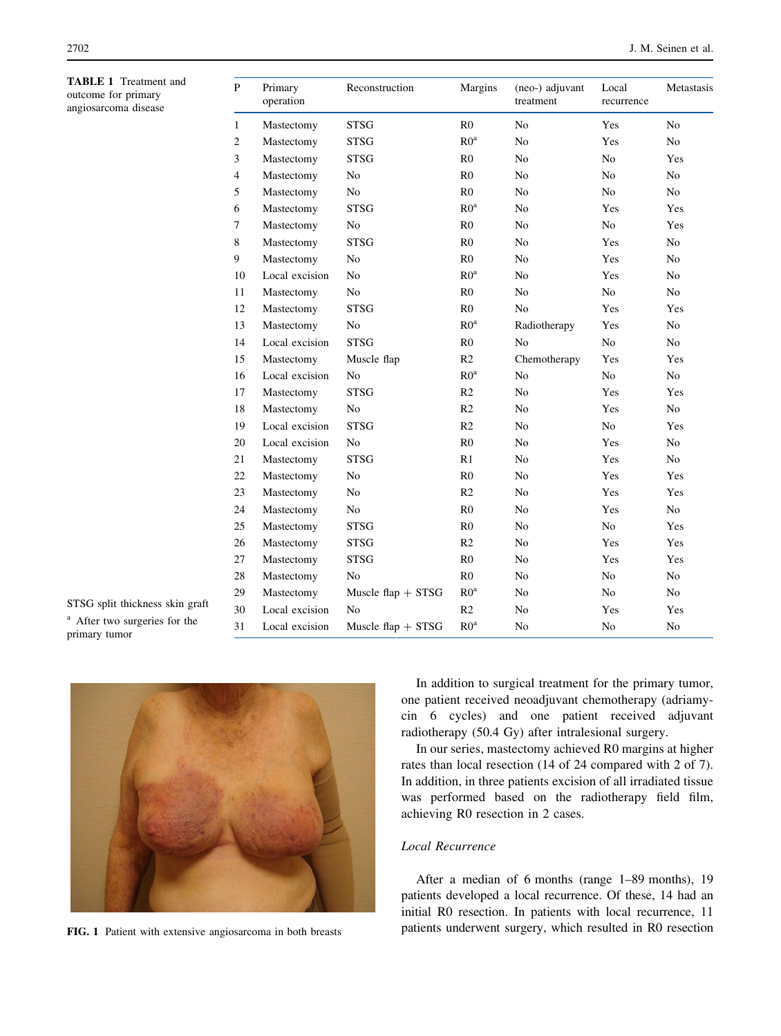**TABLE 1** Treatment and outcome for primary angiosarcoma disease

| P | Primary operation | Reconstruction | Margins | (neo-) adjuvant treatment | Local recurrence | Metastasis |
|---|---|---|---|---|---|---|
| 1 | Mastectomy | STSG | R0 | No | Yes | No |
| 2 | Mastectomy | STSG | R0[a] | No | Yes | No |
| 3 | Mastectomy | STSG | R0 | No | No | Yes |
| 4 | Mastectomy | No | R0 | No | No | No |
| 5 | Mastectomy | No | R0 | No | No | No |
| 6 | Mastectomy | STSG | R0[a] | No | Yes | Yes |
| 7 | Mastectomy | No | R0 | No | No | Yes |
| 8 | Mastectomy | STSG | R0 | No | Yes | No |
| 9 | Mastectomy | No | R0 | No | Yes | No |
| 10 | Local excision | No | R0[a] | No | Yes | No |
| 11 | Mastectomy | No | R0 | No | No | No |
| 12 | Mastectomy | STSG | R0 | No | Yes | Yes |
| 13 | Mastectomy | No | R0[a] | Radiotherapy | Yes | No |
| 14 | Local excision | STSG | R0 | No | No | No |
| 15 | Mastectomy | Muscle flap | R2 | Chemotherapy | Yes | Yes |
| 16 | Local excision | No | R0[a] | No | No | No |
| 17 | Mastectomy | STSG | R2 | No | Yes | Yes |
| 18 | Mastectomy | No | R2 | No | Yes | No |
| 19 | Local excision | STSG | R2 | No | No | Yes |
| 20 | Local excision | No | R0 | No | Yes | No |
| 21 | Mastectomy | STSG | R1 | No | Yes | No |
| 22 | Mastectomy | No | R0 | No | Yes | Yes |
| 23 | Mastectomy | No | R2 | No | Yes | Yes |
| 24 | Mastectomy | No | R0 | No | Yes | No |
| 25 | Mastectomy | STSG | R0 | No | No | Yes |
| 26 | Mastectomy | STSG | R2 | No | Yes | Yes |
| 27 | Mastectomy | STSG | R0 | No | Yes | Yes |
| 28 | Mastectomy | No | R0 | No | No | No |
| 29 | Mastectomy | Muscle flap + STSG | R0[a] | No | No | No |
| 30 | Local excision | No | R2 | No | Yes | Yes |
| 31 | Local excision | Muscle flap + STSG | R0[a] | No | No | No |

STSG split thickness skin graft

[a] After two surgeries for the primary tumor

FIG. 1 Patient with extensive angiosarcoma in both breasts

In addition to surgical treatment for the primary tumor, one patient received neoadjuvant chemotherapy (adriamycin 6 cycles) and one patient received adjuvant radiotherapy (50.4 Gy) after intralesional surgery.

In our series, mastectomy achieved R0 margins at higher rates than local resection (14 of 24 compared with 2 of 7). In addition, in three patients excision of all irradiated tissue was performed based on the radiotherapy field film, achieving R0 resection in 2 cases.

### *Local Recurrence*

After a median of 6 months (range 1–89 months), 19 patients developed a local recurrence. Of these, 14 had an initial R0 resection. In patients with local recurrence, 11 patients underwent surgery, which resulted in R0 resection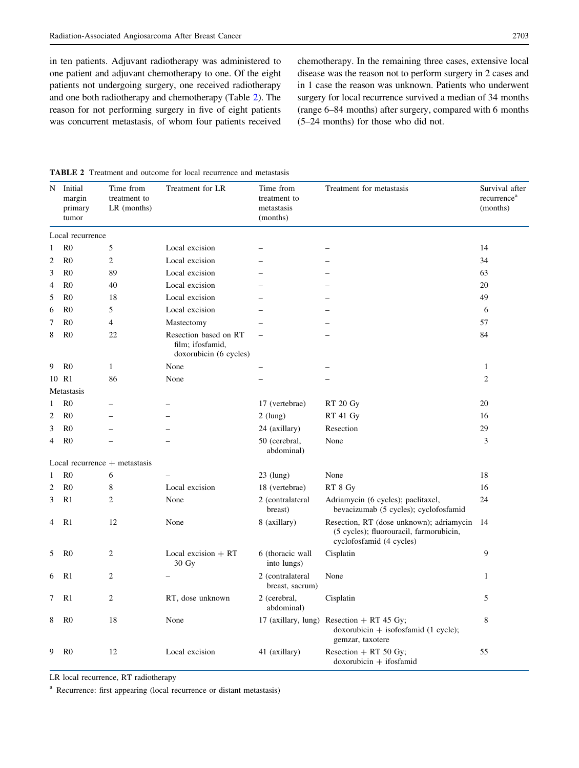in ten patients. Adjuvant radiotherapy was administered to one patient and adjuvant chemotherapy to one. Of the eight patients not undergoing surgery, one received radiotherapy and one both radiotherapy and chemotherapy (Table 2). The reason for not performing surgery in five of eight patients was concurrent metastasis, of whom four patients received chemotherapy. In the remaining three cases, extensive local disease was the reason not to perform surgery in 2 cases and in 1 case the reason was unknown. Patients who underwent surgery for local recurrence survived a median of 34 months (range 6–84 months) after surgery, compared with 6 months (5–24 months) for those who did not.

**TABLE 2** Treatment and outcome for local recurrence and metastasis

| N | Initial margin primary tumor | Time from treatment to LR (months) | Treatment for LR | Time from treatment to metastasis (months) | Treatment for metastasis | Survival after recurrence[a] (months) |
|---|---|---|---|---|---|---|
| Local recurrence | | | | | | |
| 1 | R0 | 5 | Local excision | – | – | 14 |
| 2 | R0 | 2 | Local excision | – | – | 34 |
| 3 | R0 | 89 | Local excision | – | – | 63 |
| 4 | R0 | 40 | Local excision | – | – | 20 |
| 5 | R0 | 18 | Local excision | – | – | 49 |
| 6 | R0 | 5 | Local excision | – | – | 6 |
| 7 | R0 | 4 | Mastectomy | – | – | 57 |
| 8 | R0 | 22 | Resection based on RT film; ifosfamid, doxorubicin (6 cycles) | – | – | 84 |
| 9 | R0 | 1 | None | – | – | 1 |
| 10 | R1 | 86 | None | – | – | 2 |
| Metastasis | | | | | | |
| 1 | R0 | – | – | 17 (vertebrae) | RT 20 Gy | 20 |
| 2 | R0 | – | – | 2 (lung) | RT 41 Gy | 16 |
| 3 | R0 | – | – | 24 (axillary) | Resection | 29 |
| 4 | R0 | – | – | 50 (cerebral, abdominal) | None | 3 |
| Local recurrence + metastasis | | | | | | |
| 1 | R0 | 6 | – | 23 (lung) | None | 18 |
| 2 | R0 | 8 | Local excision | 18 (vertebrae) | RT 8 Gy | 16 |
| 3 | R1 | 2 | None | 2 (contralateral breast) | Adriamycin (6 cycles); paclitaxel, bevacizumab (5 cycles); cyclofosfamid | 24 |
| 4 | R1 | 12 | None | 8 (axillary) | Resection, RT (dose unknown); adriamycin (5 cycles); fluorouracil, farmorubicin, cyclofosfamid (4 cycles) | 14 |
| 5 | R0 | 2 | Local excision + RT 30 Gy | 6 (thoracic wall into lungs) | Cisplatin | 9 |
| 6 | R1 | 2 | – | 2 (contralateral breast, sacrum) | None | 1 |
| 7 | R1 | 2 | RT, dose unknown | 2 (cerebral, abdominal) | Cisplatin | 5 |
| 8 | R0 | 18 | None | 17 (axillary, lung) | Resection + RT 45 Gy; doxorubicin + isofosfamid (1 cycle); gemzar, taxotere | 8 |
| 9 | R0 | 12 | Local excision | 41 (axillary) | Resection + RT 50 Gy; doxorubicin + ifosfamid | 55 |

LR local recurrence, RT radiotherapy

[a] Recurrence: first appearing (local recurrence or distant metastasis)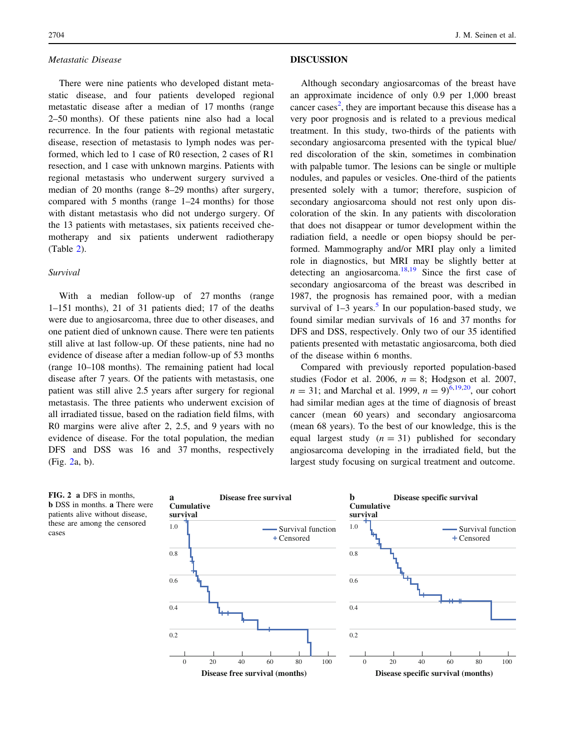*Metastatic Disease*

There were nine patients who developed distant metastatic disease, and four patients developed regional metastatic disease after a median of 17 months (range 2–50 months). Of these patients nine also had a local recurrence. In the four patients with regional metastatic disease, resection of metastasis to lymph nodes was performed, which led to 1 case of R0 resection, 2 cases of R1 resection, and 1 case with unknown margins. Patients with regional metastasis who underwent surgery survived a median of 20 months (range 8–29 months) after surgery, compared with 5 months (range 1–24 months) for those with distant metastasis who did not undergo surgery. Of the 13 patients with metastases, six patients received chemotherapy and six patients underwent radiotherapy (Table 2).

*Survival*

With a median follow-up of 27 months (range 1–151 months), 21 of 31 patients died; 17 of the deaths were due to angiosarcoma, three due to other diseases, and one patient died of unknown cause. There were ten patients still alive at last follow-up. Of these patients, nine had no evidence of disease after a median follow-up of 53 months (range 10–108 months). The remaining patient had local disease after 7 years. Of the patients with metastasis, one patient was still alive 2.5 years after surgery for regional metastasis. The three patients who underwent excision of all irradiated tissue, based on the radiation field films, with R0 margins were alive after 2, 2.5, and 9 years with no evidence of disease. For the total population, the median DFS and DSS was 16 and 37 months, respectively (Fig. 2a, b).

## DISCUSSION

Although secondary angiosarcomas of the breast have an approximate incidence of only 0.9 per 1,000 breast cancer cases[2], they are important because this disease has a very poor prognosis and is related to a previous medical treatment. In this study, two-thirds of the patients with secondary angiosarcoma presented with the typical blue/red discoloration of the skin, sometimes in combination with palpable tumor. The lesions can be single or multiple nodules, and papules or vesicles. One-third of the patients presented solely with a tumor; therefore, suspicion of secondary angiosarcoma should not rest only upon discoloration of the skin. In any patients with discoloration that does not disappear or tumor development within the radiation field, a needle or open biopsy should be performed. Mammography and/or MRI play only a limited role in diagnostics, but MRI may be slightly better at detecting an angiosarcoma.[18,19] Since the first case of secondary angiosarcoma of the breast was described in 1987, the prognosis has remained poor, with a median survival of 1–3 years.[5] In our population-based study, we found similar median survivals of 16 and 37 months for DFS and DSS, respectively. Only two of our 35 identified patients presented with metastatic angiosarcoma, both died of the disease within 6 months.

Compared with previously reported population-based studies (Fodor et al. 2006, $n = 8$; Hodgson et al. 2007, $n = 31$; and Marchal et al. 1999, $n = 9$)[6,19,20], our cohort had similar median ages at the time of diagnosis of breast cancer (mean 60 years) and secondary angiosarcoma (mean 68 years). To the best of our knowledge, this is the equal largest study ($n = 31$) published for secondary angiosarcoma developing in the irradiated field, but the largest study focusing on surgical treatment and outcome.

**FIG. 2** **a** DFS in months, **b** DSS in months. **a** There were patients alive without disease, these are among the censored cases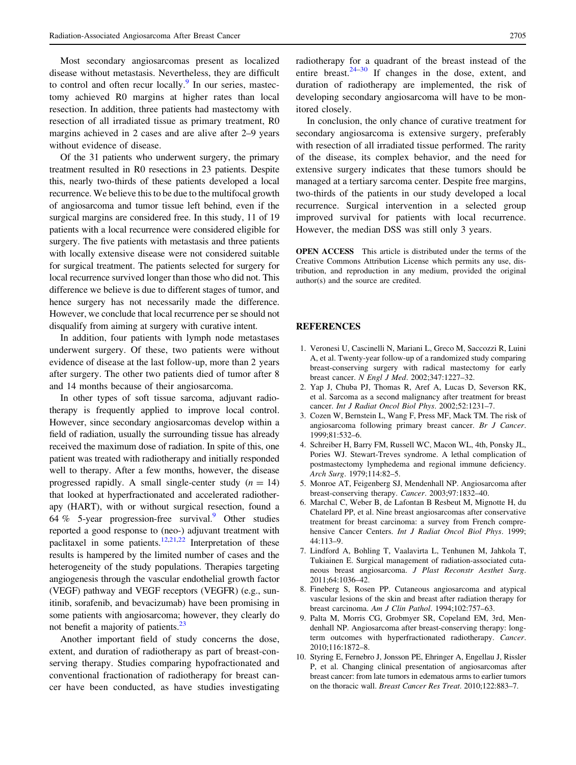Most secondary angiosarcomas present as localized disease without metastasis. Nevertheless, they are difficult to control and often recur locally.[9] In our series, mastectomy achieved R0 margins at higher rates than local resection. In addition, three patients had mastectomy with resection of all irradiated tissue as primary treatment, R0 margins achieved in 2 cases and are alive after 2–9 years without evidence of disease.

Of the 31 patients who underwent surgery, the primary treatment resulted in R0 resections in 23 patients. Despite this, nearly two-thirds of these patients developed a local recurrence. We believe this to be due to the multifocal growth of angiosarcoma and tumor tissue left behind, even if the surgical margins are considered free. In this study, 11 of 19 patients with a local recurrence were considered eligible for surgery. The five patients with metastasis and three patients with locally extensive disease were not considered suitable for surgical treatment. The patients selected for surgery for local recurrence survived longer than those who did not. This difference we believe is due to different stages of tumor, and hence surgery has not necessarily made the difference. However, we conclude that local recurrence per se should not disqualify from aiming at surgery with curative intent.

In addition, four patients with lymph node metastases underwent surgery. Of these, two patients were without evidence of disease at the last follow-up, more than 2 years after surgery. The other two patients died of tumor after 8 and 14 months because of their angiosarcoma.

In other types of soft tissue sarcoma, adjuvant radiotherapy is frequently applied to improve local control. However, since secondary angiosarcomas develop within a field of radiation, usually the surrounding tissue has already received the maximum dose of radiation. In spite of this, one patient was treated with radiotherapy and initially responded well to therapy. After a few months, however, the disease progressed rapidly. A small single-center study ($n = 14$) that looked at hyperfractionated and accelerated radiotherapy (HART), with or without surgical resection, found a 64 % 5-year progression-free survival.[9] Other studies reported a good response to (neo-) adjuvant treatment with paclitaxel in some patients.[12,21,22] Interpretation of these results is hampered by the limited number of cases and the heterogeneity of the study populations. Therapies targeting angiogenesis through the vascular endothelial growth factor (VEGF) pathway and VEGF receptors (VEGFR) (e.g., sunitinib, sorafenib, and bevacizumab) have been promising in some patients with angiosarcoma; however, they clearly do not benefit a majority of patients.[23]

Another important field of study concerns the dose, extent, and duration of radiotherapy as part of breast-conserving therapy. Studies comparing hypofractionated and conventional fractionation of radiotherapy for breast cancer have been conducted, as have studies investigating radiotherapy for a quadrant of the breast instead of the entire breast.[24–30] If changes in the dose, extent, and duration of radiotherapy are implemented, the risk of developing secondary angiosarcoma will have to be monitored closely.

In conclusion, the only chance of curative treatment for secondary angiosarcoma is extensive surgery, preferably with resection of all irradiated tissue performed. The rarity of the disease, its complex behavior, and the need for extensive surgery indicates that these tumors should be managed at a tertiary sarcoma center. Despite free margins, two-thirds of the patients in our study developed a local recurrence. Surgical intervention in a selected group improved survival for patients with local recurrence. However, the median DSS was still only 3 years.

**OPEN ACCESS** This article is distributed under the terms of the Creative Commons Attribution License which permits any use, distribution, and reproduction in any medium, provided the original author(s) and the source are credited.

## REFERENCES

1. Veronesi U, Cascinelli N, Mariani L, Greco M, Saccozzi R, Luini A, et al. Twenty-year follow-up of a randomized study comparing breast-conserving surgery with radical mastectomy for early breast cancer. *N Engl J Med*. 2002;347:1227–32.
2. Yap J, Chuba PJ, Thomas R, Aref A, Lucas D, Severson RK, et al. Sarcoma as a second malignancy after treatment for breast cancer. *Int J Radiat Oncol Biol Phys*. 2002;52:1231–7.
3. Cozen W, Bernstein L, Wang F, Press MF, Mack TM. The risk of angiosarcoma following primary breast cancer. *Br J Cancer*. 1999;81:532–6.
4. Schreiber H, Barry FM, Russell WC, Macon WL, 4th, Ponsky JL, Pories WJ. Stewart-Treves syndrome. A lethal complication of postmastectomy lymphedema and regional immune deficiency. *Arch Surg*. 1979;114:82–5.
5. Monroe AT, Feigenberg SJ, Mendenhall NP. Angiosarcoma after breast-conserving therapy. *Cancer*. 2003;97:1832–40.
6. Marchal C, Weber B, de Lafontan B Resbeut M, Mignotte H, du Chatelard PP, et al. Nine breast angiosarcomas after conservative treatment for breast carcinoma: a survey from French comprehensive Cancer Centers. *Int J Radiat Oncol Biol Phys*. 1999; 44:113–9.
7. Lindford A, Bohling T, Vaalavirta L, Tenhunen M, Jahkola T, Tukiainen E. Surgical management of radiation-associated cutaneous breast angiosarcoma. *J Plast Reconstr Aesthet Surg*. 2011;64:1036–42.
8. Fineberg S, Rosen PP. Cutaneous angiosarcoma and atypical vascular lesions of the skin and breast after radiation therapy for breast carcinoma. *Am J Clin Pathol*. 1994;102:757–63.
9. Palta M, Morris CG, Grobmyer SR, Copeland EM, 3rd, Mendenhall NP. Angiosarcoma after breast-conserving therapy: long-term outcomes with hyperfractionated radiotherapy. *Cancer*. 2010;116:1872–8.
10. Styring E, Fernebro J, Jonsson PE, Ehringer A, Engellau J, Rissler P, et al. Changing clinical presentation of angiosarcomas after breast cancer: from late tumors in edematous arms to earlier tumors on the thoracic wall. *Breast Cancer Res Treat*. 2010;122:883–7.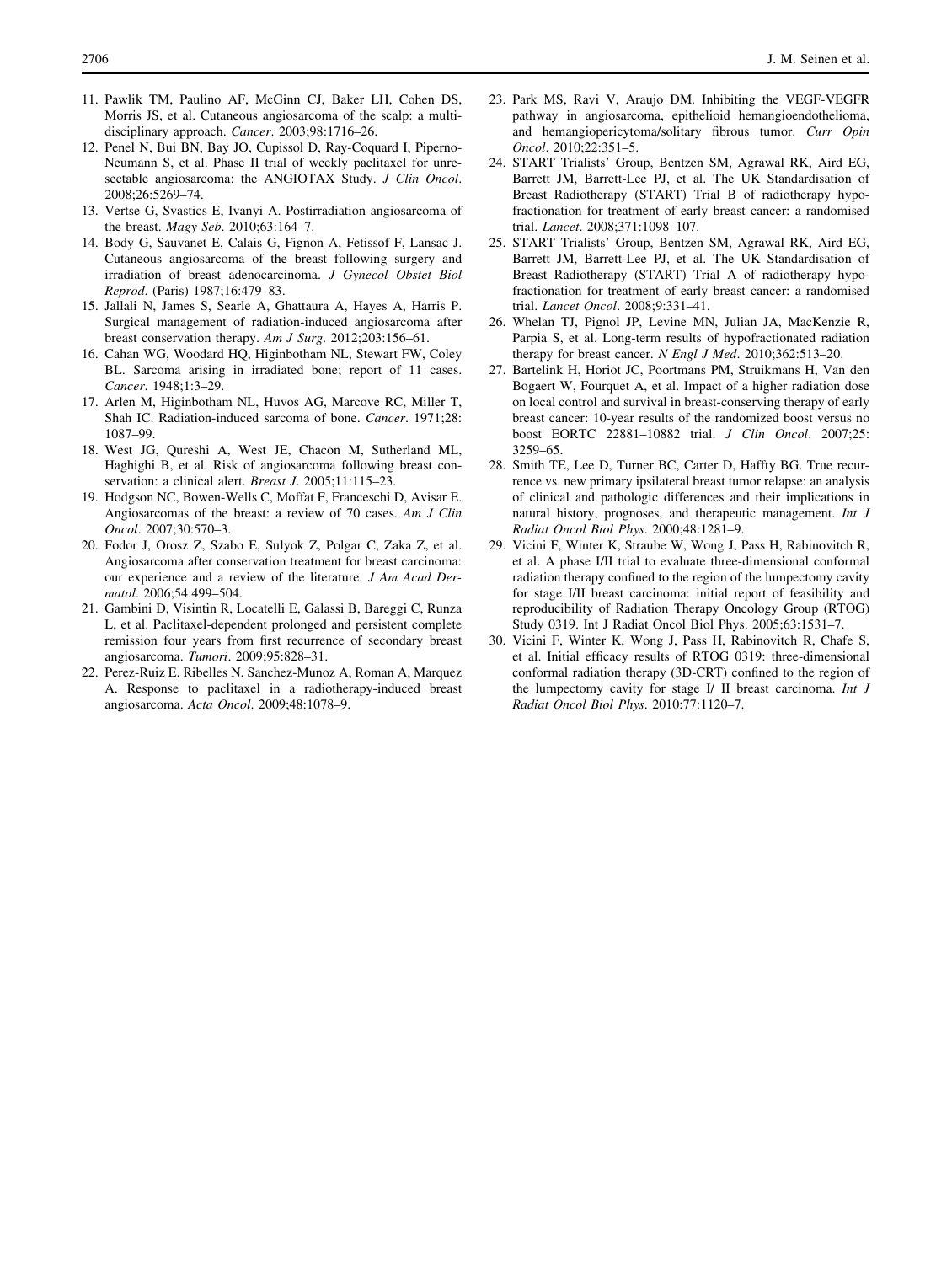11. Pawlik TM, Paulino AF, McGinn CJ, Baker LH, Cohen DS, Morris JS, et al. Cutaneous angiosarcoma of the scalp: a multidisciplinary approach. *Cancer*. 2003;98:1716–26.
12. Penel N, Bui BN, Bay JO, Cupissol D, Ray-Coquard I, Piperno-Neumann S, et al. Phase II trial of weekly paclitaxel for unresectable angiosarcoma: the ANGIOTAX Study. *J Clin Oncol*. 2008;26:5269–74.
13. Vertse G, Svastics E, Ivanyi A. Postirradiation angiosarcoma of the breast. *Magy Seb*. 2010;63:164–7.
14. Body G, Sauvanet E, Calais G, Fignon A, Fetissof F, Lansac J. Cutaneous angiosarcoma of the breast following surgery and irradiation of breast adenocarcinoma. *J Gynecol Obstet Biol Reprod*. (Paris) 1987;16:479–83.
15. Jallali N, James S, Searle A, Ghattaura A, Hayes A, Harris P. Surgical management of radiation-induced angiosarcoma after breast conservation therapy. *Am J Surg*. 2012;203:156–61.
16. Cahan WG, Woodard HQ, Higinbotham NL, Stewart FW, Coley BL. Sarcoma arising in irradiated bone; report of 11 cases. *Cancer*. 1948;1:3–29.
17. Arlen M, Higinbotham NL, Huvos AG, Marcove RC, Miller T, Shah IC. Radiation-induced sarcoma of bone. *Cancer*. 1971;28: 1087–99.
18. West JG, Qureshi A, West JE, Chacon M, Sutherland ML, Haghighi B, et al. Risk of angiosarcoma following breast conservation: a clinical alert. *Breast J*. 2005;11:115–23.
19. Hodgson NC, Bowen-Wells C, Moffat F, Franceschi D, Avisar E. Angiosarcomas of the breast: a review of 70 cases. *Am J Clin Oncol*. 2007;30:570–3.
20. Fodor J, Orosz Z, Szabo E, Sulyok Z, Polgar C, Zaka Z, et al. Angiosarcoma after conservation treatment for breast carcinoma: our experience and a review of the literature. *J Am Acad Dermatol*. 2006;54:499–504.
21. Gambini D, Visintin R, Locatelli E, Galassi B, Bareggi C, Runza L, et al. Paclitaxel-dependent prolonged and persistent complete remission four years from first recurrence of secondary breast angiosarcoma. *Tumori*. 2009;95:828–31.
22. Perez-Ruiz E, Ribelles N, Sanchez-Munoz A, Roman A, Marquez A. Response to paclitaxel in a radiotherapy-induced breast angiosarcoma. *Acta Oncol*. 2009;48:1078–9.
23. Park MS, Ravi V, Araujo DM. Inhibiting the VEGF-VEGFR pathway in angiosarcoma, epithelioid hemangioendothelioma, and hemangiopericytoma/solitary fibrous tumor. *Curr Opin Oncol*. 2010;22:351–5.
24. START Trialists' Group, Bentzen SM, Agrawal RK, Aird EG, Barrett JM, Barrett-Lee PJ, et al. The UK Standardisation of Breast Radiotherapy (START) Trial B of radiotherapy hypofractionation for treatment of early breast cancer: a randomised trial. *Lancet*. 2008;371:1098–107.
25. START Trialists' Group, Bentzen SM, Agrawal RK, Aird EG, Barrett JM, Barrett-Lee PJ, et al. The UK Standardisation of Breast Radiotherapy (START) Trial A of radiotherapy hypofractionation for treatment of early breast cancer: a randomised trial. *Lancet Oncol*. 2008;9:331–41.
26. Whelan TJ, Pignol JP, Levine MN, Julian JA, MacKenzie R, Parpia S, et al. Long-term results of hypofractionated radiation therapy for breast cancer. *N Engl J Med*. 2010;362:513–20.
27. Bartelink H, Horiot JC, Poortmans PM, Struikmans H, Van den Bogaert W, Fourquet A, et al. Impact of a higher radiation dose on local control and survival in breast-conserving therapy of early breast cancer: 10-year results of the randomized boost versus no boost EORTC 22881–10882 trial. *J Clin Oncol*. 2007;25: 3259–65.
28. Smith TE, Lee D, Turner BC, Carter D, Haffty BG. True recurrence vs. new primary ipsilateral breast tumor relapse: an analysis of clinical and pathologic differences and their implications in natural history, prognoses, and therapeutic management. *Int J Radiat Oncol Biol Phys*. 2000;48:1281–9.
29. Vicini F, Winter K, Straube W, Wong J, Pass H, Rabinovitch R, et al. A phase I/II trial to evaluate three-dimensional conformal radiation therapy confined to the region of the lumpectomy cavity for stage I/II breast carcinoma: initial report of feasibility and reproducibility of Radiation Therapy Oncology Group (RTOG) Study 0319. Int J Radiat Oncol Biol Phys. 2005;63:1531–7.
30. Vicini F, Winter K, Wong J, Pass H, Rabinovitch R, Chafe S, et al. Initial efficacy results of RTOG 0319: three-dimensional conformal radiation therapy (3D-CRT) confined to the region of the lumpectomy cavity for stage I/ II breast carcinoma. *Int J Radiat Oncol Biol Phys*. 2010;77:1120–7.